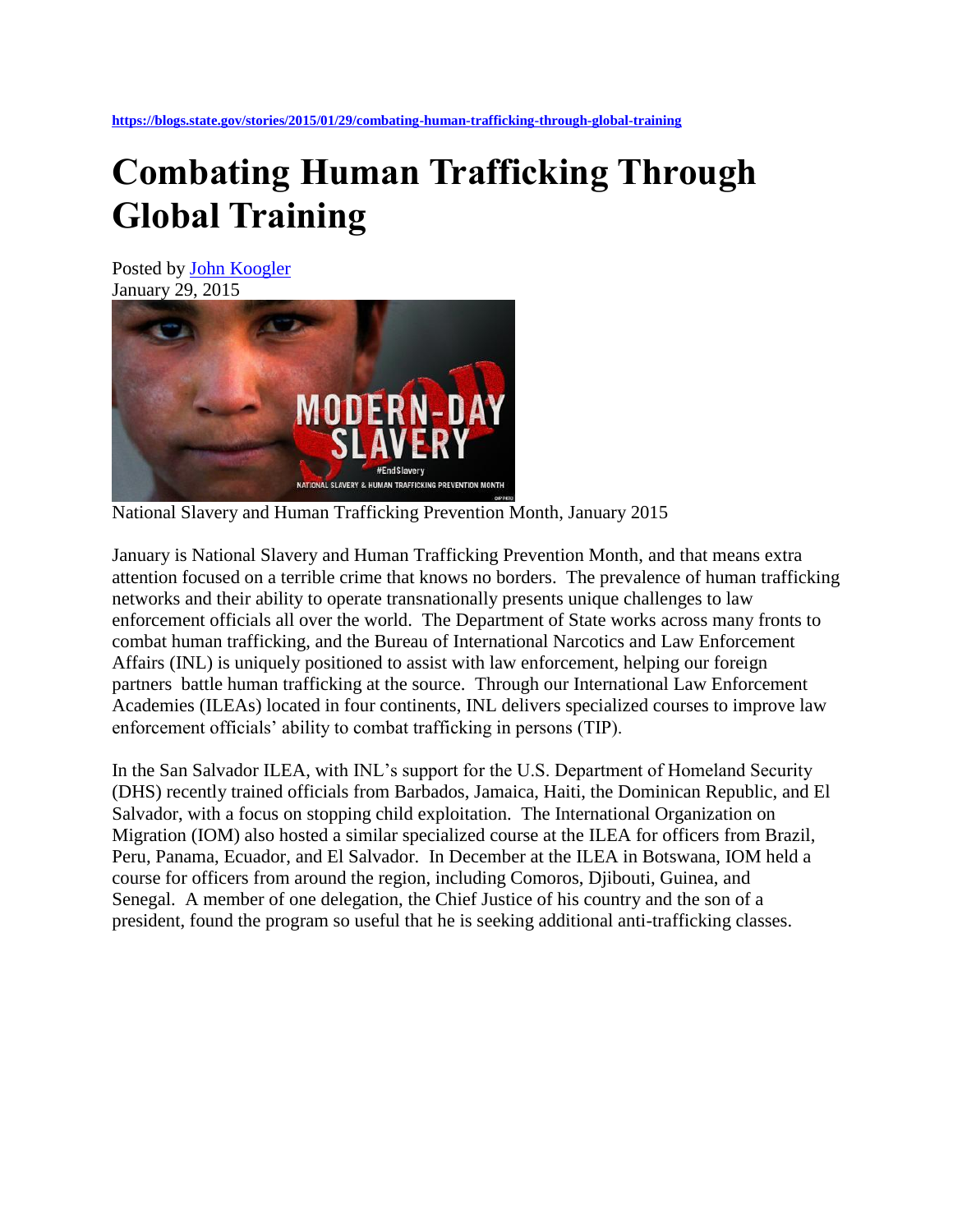https://blogs.state.gov/stories/2015/01/29/combating-human-trafficking-through-global-training

# Combating Human Trafficking Through Global Training

Posted by John Koogler
January 29, 2015

National Slavery and Human Trafficking Prevention Month, January 2015

January is National Slavery and Human Trafficking Prevention Month, and that means extra attention focused on a terrible crime that knows no borders. The prevalence of human trafficking networks and their ability to operate transnationally presents unique challenges to law enforcement officials all over the world. The Department of State works across many fronts to combat human trafficking, and the Bureau of International Narcotics and Law Enforcement Affairs (INL) is uniquely positioned to assist with law enforcement, helping our foreign partners battle human trafficking at the source. Through our International Law Enforcement Academies (ILEAs) located in four continents, INL delivers specialized courses to improve law enforcement officials' ability to combat trafficking in persons (TIP).

In the San Salvador ILEA, with INL's support for the U.S. Department of Homeland Security (DHS) recently trained officials from Barbados, Jamaica, Haiti, the Dominican Republic, and El Salvador, with a focus on stopping child exploitation. The International Organization on Migration (IOM) also hosted a similar specialized course at the ILEA for officers from Brazil, Peru, Panama, Ecuador, and El Salvador. In December at the ILEA in Botswana, IOM held a course for officers from around the region, including Comoros, Djibouti, Guinea, and Senegal. A member of one delegation, the Chief Justice of his country and the son of a president, found the program so useful that he is seeking additional anti-trafficking classes.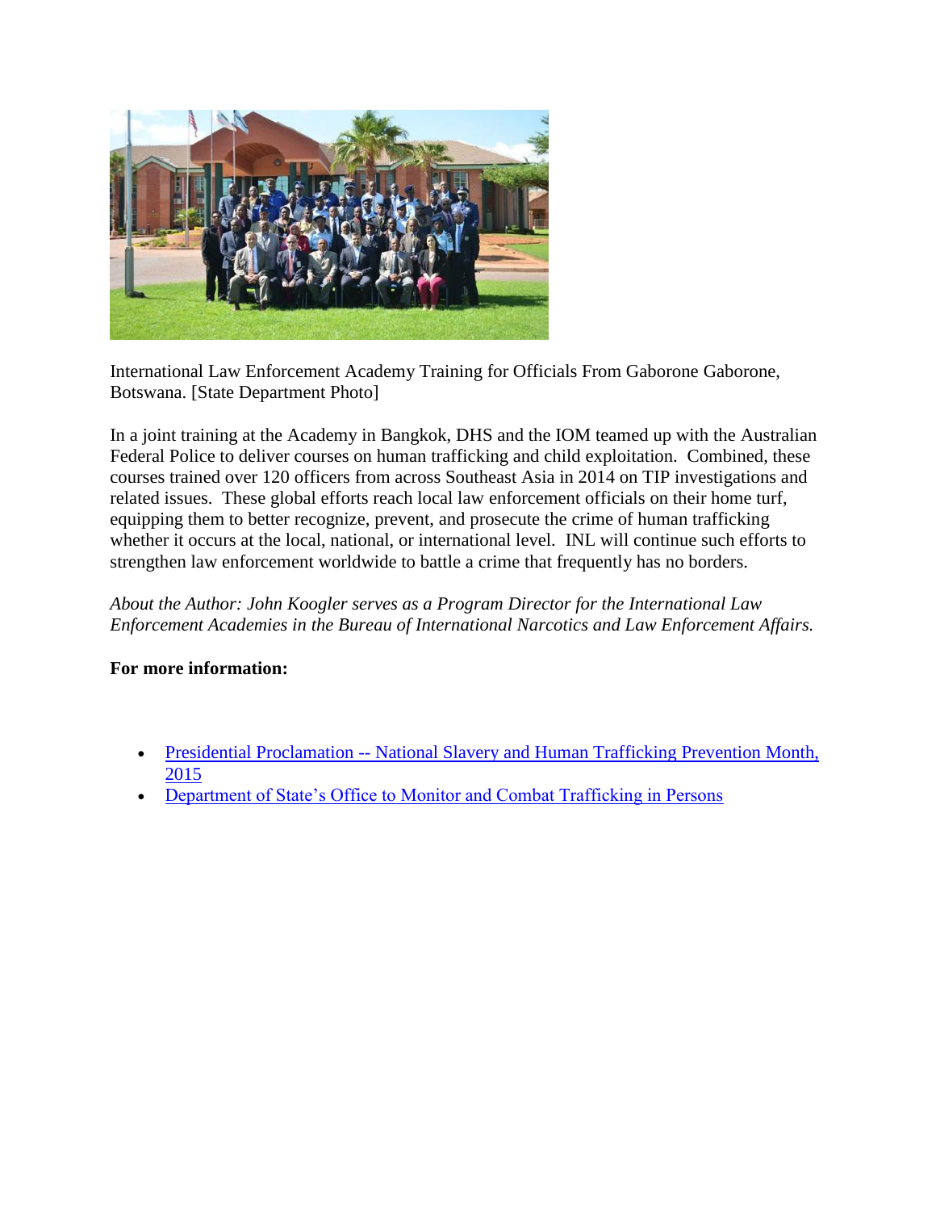International Law Enforcement Academy Training for Officials From Gaborone Gaborone, Botswana. [State Department Photo]

In a joint training at the Academy in Bangkok, DHS and the IOM teamed up with the Australian Federal Police to deliver courses on human trafficking and child exploitation.  Combined, these courses trained over 120 officers from across Southeast Asia in 2014 on TIP investigations and related issues.  These global efforts reach local law enforcement officials on their home turf, equipping them to better recognize, prevent, and prosecute the crime of human trafficking whether it occurs at the local, national, or international level.  INL will continue such efforts to strengthen law enforcement worldwide to battle a crime that frequently has no borders.

*About the Author: John Koogler serves as a Program Director for the International Law Enforcement Academies in the Bureau of International Narcotics and Law Enforcement Affairs.*

**For more information:**

- Presidential Proclamation -- National Slavery and Human Trafficking Prevention Month, 2015
- Department of State's Office to Monitor and Combat Trafficking in Persons